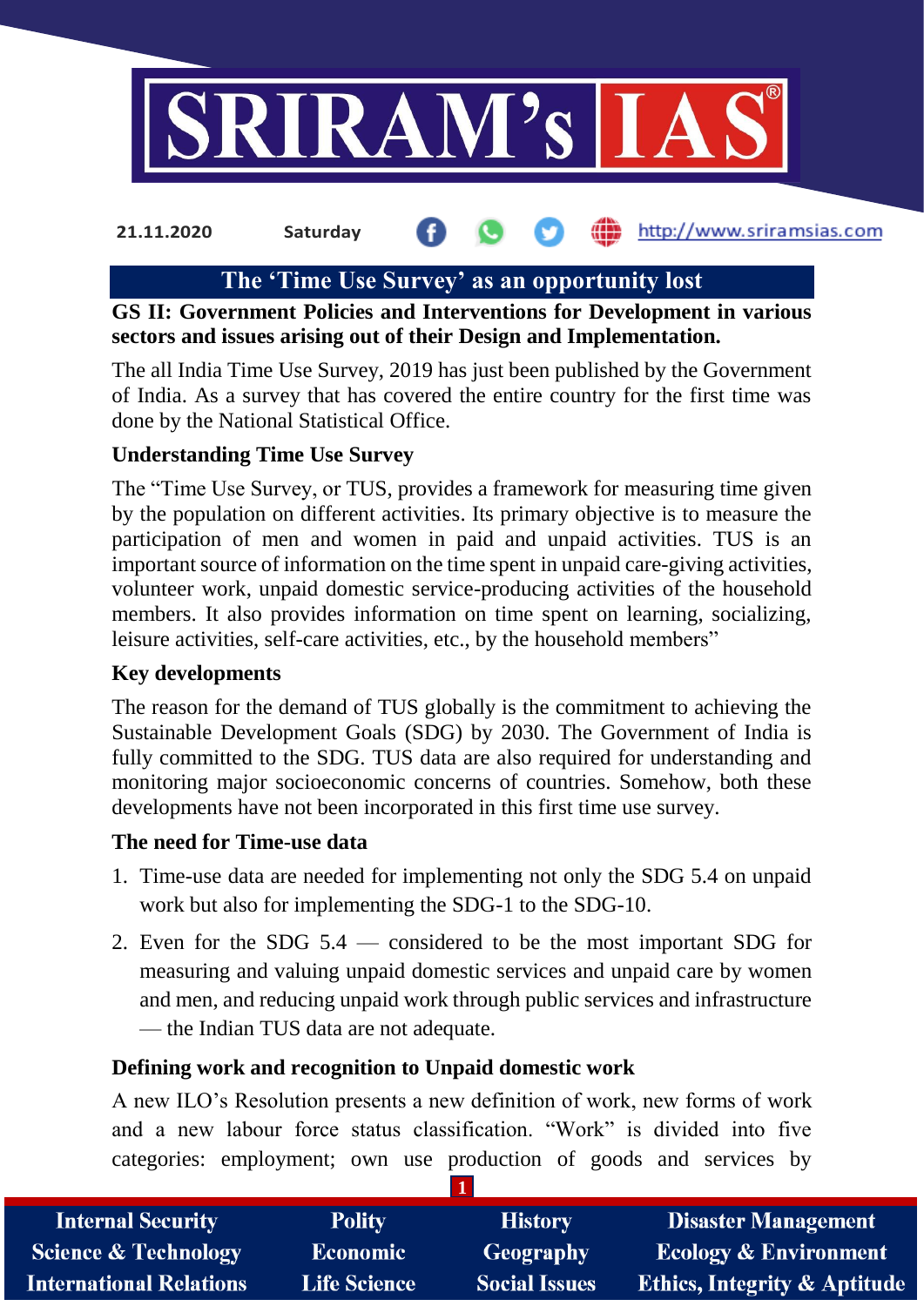21.11.2020 Saturday http://www.sriramsias.com

# The 'Time Use Survey' as an opportunity lost

**GS II: Government Policies and Interventions for Development in various sectors and issues arising out of their Design and Implementation.**

The all India Time Use Survey, 2019 has just been published by the Government of India. As a survey that has covered the entire country for the first time was done by the National Statistical Office.

### Understanding Time Use Survey

The "Time Use Survey, or TUS, provides a framework for measuring time given by the population on different activities. Its primary objective is to measure the participation of men and women in paid and unpaid activities. TUS is an important source of information on the time spent in unpaid care-giving activities, volunteer work, unpaid domestic service-producing activities of the household members. It also provides information on time spent on learning, socializing, leisure activities, self-care activities, etc., by the household members"

### Key developments

The reason for the demand of TUS globally is the commitment to achieving the Sustainable Development Goals (SDG) by 2030. The Government of India is fully committed to the SDG. TUS data are also required for understanding and monitoring major socioeconomic concerns of countries. Somehow, both these developments have not been incorporated in this first time use survey.

### The need for Time-use data

1. Time-use data are needed for implementing not only the SDG 5.4 on unpaid work but also for implementing the SDG-1 to the SDG-10.
2. Even for the SDG 5.4 — considered to be the most important SDG for measuring and valuing unpaid domestic services and unpaid care by women and men, and reducing unpaid work through public services and infrastructure — the Indian TUS data are not adequate.

### Defining work and recognition to Unpaid domestic work

A new ILO's Resolution presents a new definition of work, new forms of work and a new labour force status classification. "Work" is divided into five categories: employment; own use production of goods and services by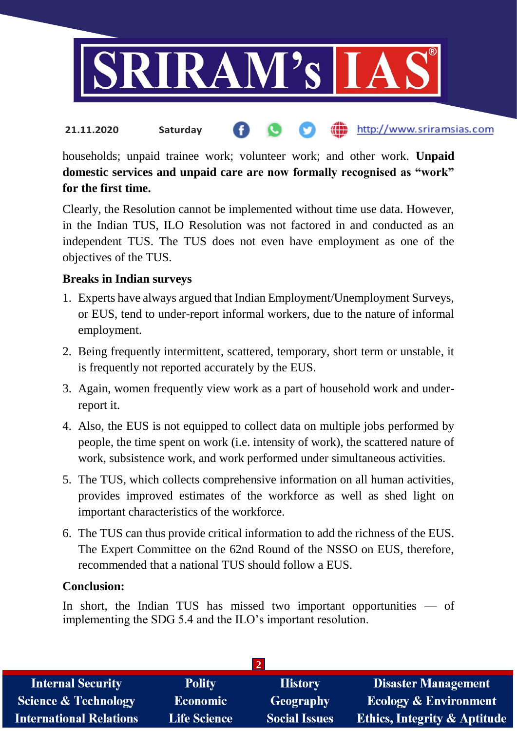households; unpaid trainee work; volunteer work; and other work. **Unpaid domestic services and unpaid care are now formally recognised as "work" for the first time.**

Clearly, the Resolution cannot be implemented without time use data. However, in the Indian TUS, ILO Resolution was not factored in and conducted as an independent TUS. The TUS does not even have employment as one of the objectives of the TUS.

**Breaks in Indian surveys**

1. Experts have always argued that Indian Employment/Unemployment Surveys, or EUS, tend to under-report informal workers, due to the nature of informal employment.
2. Being frequently intermittent, scattered, temporary, short term or unstable, it is frequently not reported accurately by the EUS.
3. Again, women frequently view work as a part of household work and under-report it.
4. Also, the EUS is not equipped to collect data on multiple jobs performed by people, the time spent on work (i.e. intensity of work), the scattered nature of work, subsistence work, and work performed under simultaneous activities.
5. The TUS, which collects comprehensive information on all human activities, provides improved estimates of the workforce as well as shed light on important characteristics of the workforce.
6. The TUS can thus provide critical information to add the richness of the EUS. The Expert Committee on the 62nd Round of the NSSO on EUS, therefore, recommended that a national TUS should follow a EUS.

**Conclusion:**

In short, the Indian TUS has missed two important opportunities — of implementing the SDG 5.4 and the ILO's important resolution.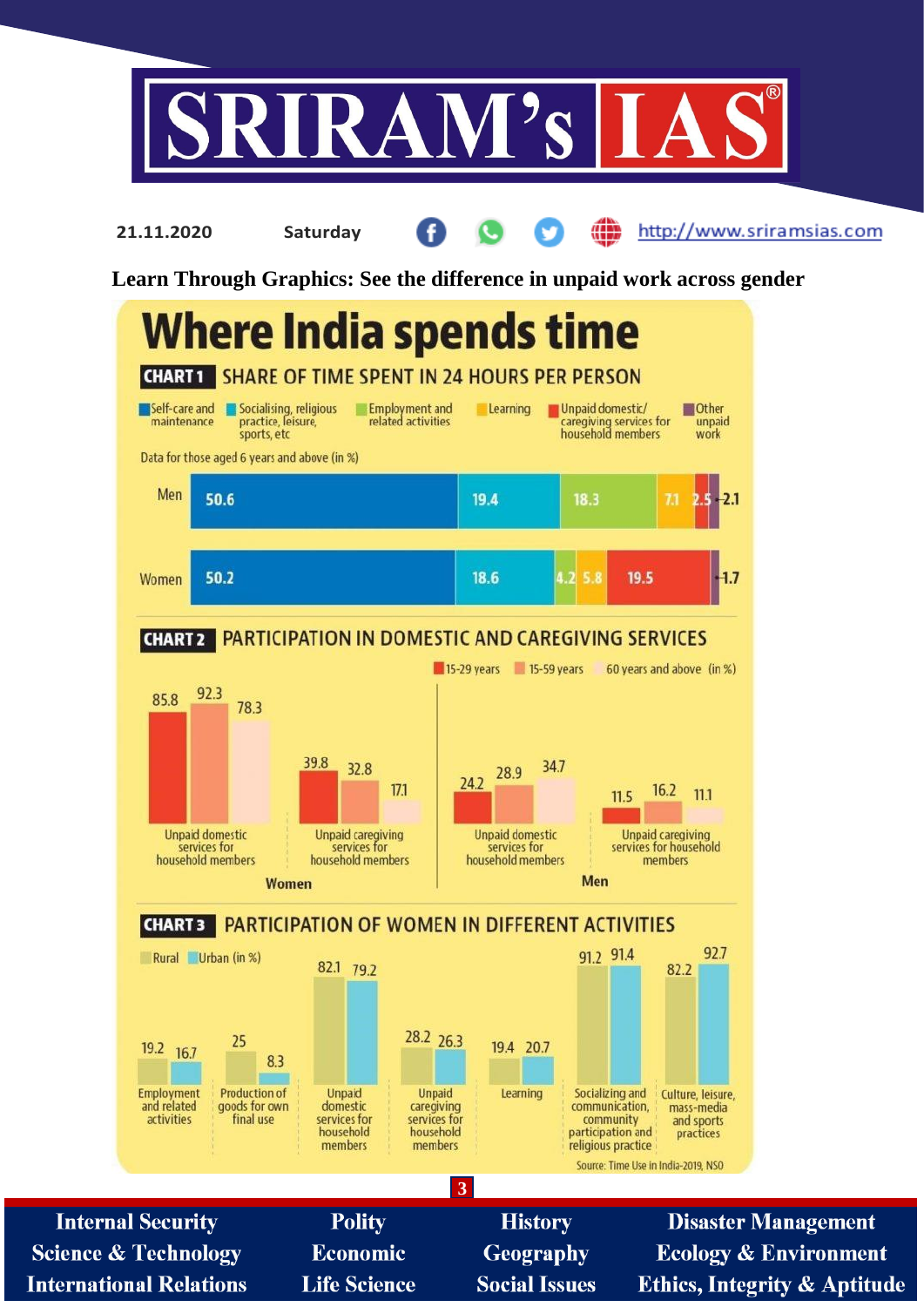Learn Through Graphics: See the difference in unpaid work across gender

# Where India spends time

## CHART 1 SHARE OF TIME SPENT IN 24 HOURS PER PERSON

Data for those aged 6 years and above (in %)

| | Self-care and maintenance | Socialising, religious practice, leisure, sports, etc | Employment and related activities | Learning | Unpaid domestic/ caregiving services for household members | Other unpaid work |
|---|---|---|---|---|---|---|
| Men | 50.6 | 19.4 | 18.3 | 7.1 | 2.5 | 2.1 |
| Women | 50.2 | 18.6 | 4.2 | 5.8 | 19.5 | 1.7 |

## CHART 2 PARTICIPATION IN DOMESTIC AND CAREGIVING SERVICES

(in %)

| | | 15-29 years | 15-59 years | 60 years and above |
|---|---|---|---|---|
| Women | Unpaid domestic services for household members | 85.8 | 92.3 | 78.3 |
| Women | Unpaid caregiving services for household members | 39.8 | 32.8 | 17.1 |
| Men | Unpaid domestic services for household members | 24.2 | 28.9 | 34.7 |
| Men | Unpaid caregiving services for household members | 11.5 | 16.2 | 11.1 |

## CHART 3 PARTICIPATION OF WOMEN IN DIFFERENT ACTIVITIES

(in %)

| Activity | Rural | Urban |
|---|---|---|
| Employment and related activities | 19.2 | 16.7 |
| Production of goods for own final use | 25 | 8.3 |
| Unpaid domestic services for household members | 82.1 | 79.2 |
| Unpaid caregiving services for household members | 28.2 | 26.3 |
| Learning | 19.4 | 20.7 |
| Socializing and communication, community participation and religious practice | 91.2 | 91.4 |
| Culture, leisure, mass-media and sports practices | 82.2 | 92.7 |

Source: Time Use in India-2019, NSO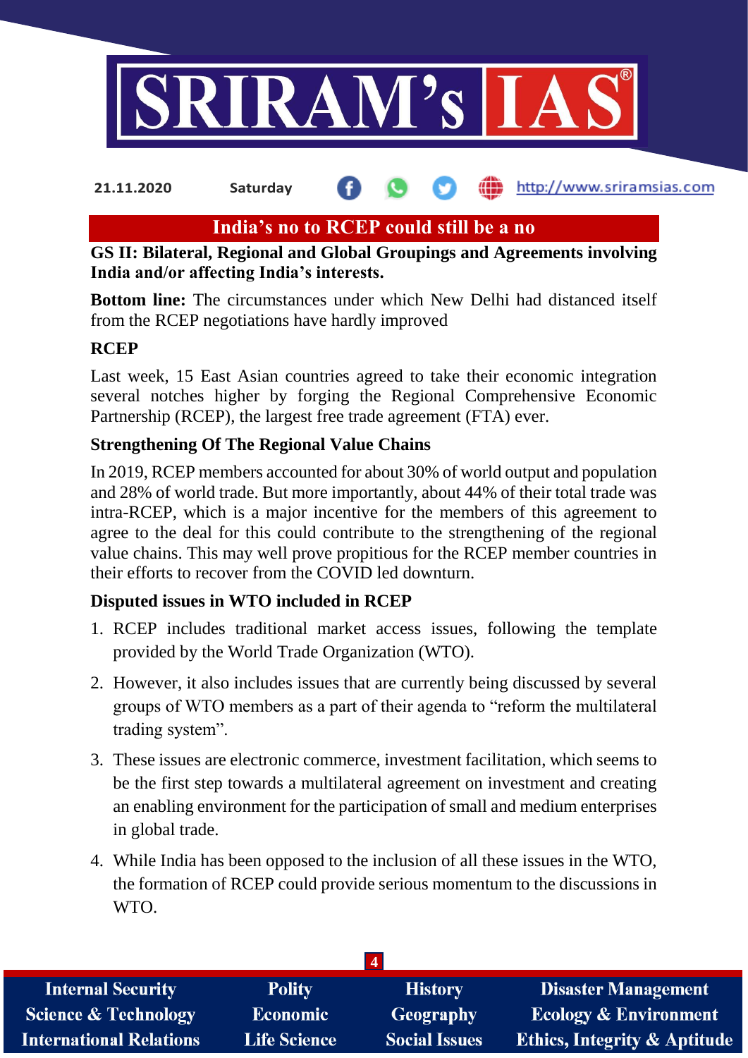## India's no to RCEP could still be a no

**GS II: Bilateral, Regional and Global Groupings and Agreements involving India and/or affecting India's interests.**

**Bottom line:** The circumstances under which New Delhi had distanced itself from the RCEP negotiations have hardly improved

### RCEP

Last week, 15 East Asian countries agreed to take their economic integration several notches higher by forging the Regional Comprehensive Economic Partnership (RCEP), the largest free trade agreement (FTA) ever.

### Strengthening Of The Regional Value Chains

In 2019, RCEP members accounted for about 30% of world output and population and 28% of world trade. But more importantly, about 44% of their total trade was intra-RCEP, which is a major incentive for the members of this agreement to agree to the deal for this could contribute to the strengthening of the regional value chains. This may well prove propitious for the RCEP member countries in their efforts to recover from the COVID led downturn.

### Disputed issues in WTO included in RCEP

1. RCEP includes traditional market access issues, following the template provided by the World Trade Organization (WTO).
2. However, it also includes issues that are currently being discussed by several groups of WTO members as a part of their agenda to "reform the multilateral trading system".
3. These issues are electronic commerce, investment facilitation, which seems to be the first step towards a multilateral agreement on investment and creating an enabling environment for the participation of small and medium enterprises in global trade.
4. While India has been opposed to the inclusion of all these issues in the WTO, the formation of RCEP could provide serious momentum to the discussions in WTO.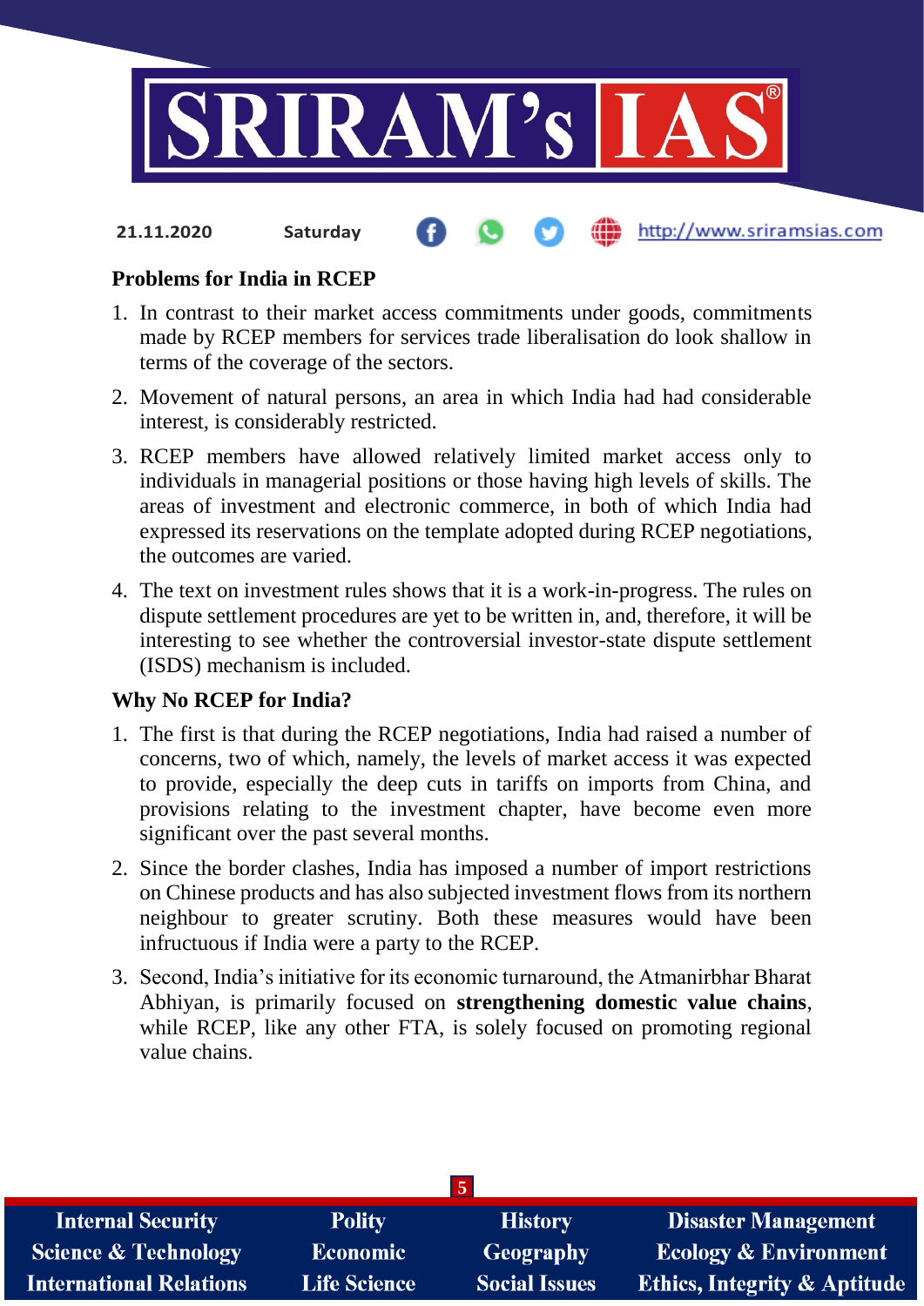## Problems for India in RCEP

1. In contrast to their market access commitments under goods, commitments made by RCEP members for services trade liberalisation do look shallow in terms of the coverage of the sectors.
2. Movement of natural persons, an area in which India had had considerable interest, is considerably restricted.
3. RCEP members have allowed relatively limited market access only to individuals in managerial positions or those having high levels of skills. The areas of investment and electronic commerce, in both of which India had expressed its reservations on the template adopted during RCEP negotiations, the outcomes are varied.
4. The text on investment rules shows that it is a work-in-progress. The rules on dispute settlement procedures are yet to be written in, and, therefore, it will be interesting to see whether the controversial investor-state dispute settlement (ISDS) mechanism is included.

## Why No RCEP for India?

1. The first is that during the RCEP negotiations, India had raised a number of concerns, two of which, namely, the levels of market access it was expected to provide, especially the deep cuts in tariffs on imports from China, and provisions relating to the investment chapter, have become even more significant over the past several months.
2. Since the border clashes, India has imposed a number of import restrictions on Chinese products and has also subjected investment flows from its northern neighbour to greater scrutiny. Both these measures would have been infructuous if India were a party to the RCEP.
3. Second, India's initiative for its economic turnaround, the Atmanirbhar Bharat Abhiyan, is primarily focused on **strengthening domestic value chains**, while RCEP, like any other FTA, is solely focused on promoting regional value chains.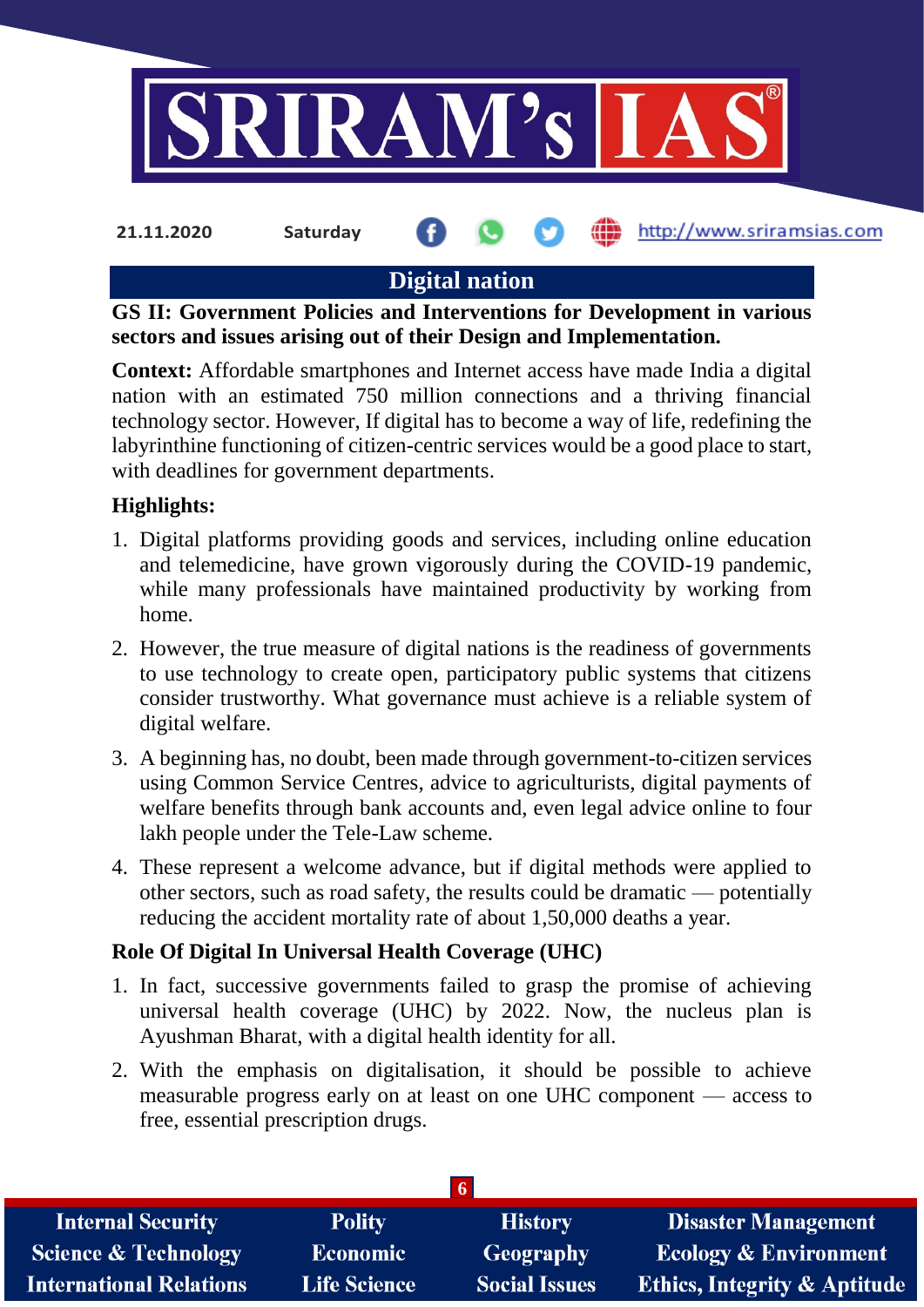## Digital nation

**GS II: Government Policies and Interventions for Development in various sectors and issues arising out of their Design and Implementation.**

**Context:** Affordable smartphones and Internet access have made India a digital nation with an estimated 750 million connections and a thriving financial technology sector. However, If digital has to become a way of life, redefining the labyrinthine functioning of citizen-centric services would be a good place to start, with deadlines for government departments.

**Highlights:**

1. Digital platforms providing goods and services, including online education and telemedicine, have grown vigorously during the COVID-19 pandemic, while many professionals have maintained productivity by working from home.
2. However, the true measure of digital nations is the readiness of governments to use technology to create open, participatory public systems that citizens consider trustworthy. What governance must achieve is a reliable system of digital welfare.
3. A beginning has, no doubt, been made through government-to-citizen services using Common Service Centres, advice to agriculturists, digital payments of welfare benefits through bank accounts and, even legal advice online to four lakh people under the Tele-Law scheme.
4. These represent a welcome advance, but if digital methods were applied to other sectors, such as road safety, the results could be dramatic — potentially reducing the accident mortality rate of about 1,50,000 deaths a year.

**Role Of Digital In Universal Health Coverage (UHC)**

1. In fact, successive governments failed to grasp the promise of achieving universal health coverage (UHC) by 2022. Now, the nucleus plan is Ayushman Bharat, with a digital health identity for all.
2. With the emphasis on digitalisation, it should be possible to achieve measurable progress early on at least on one UHC component — access to free, essential prescription drugs.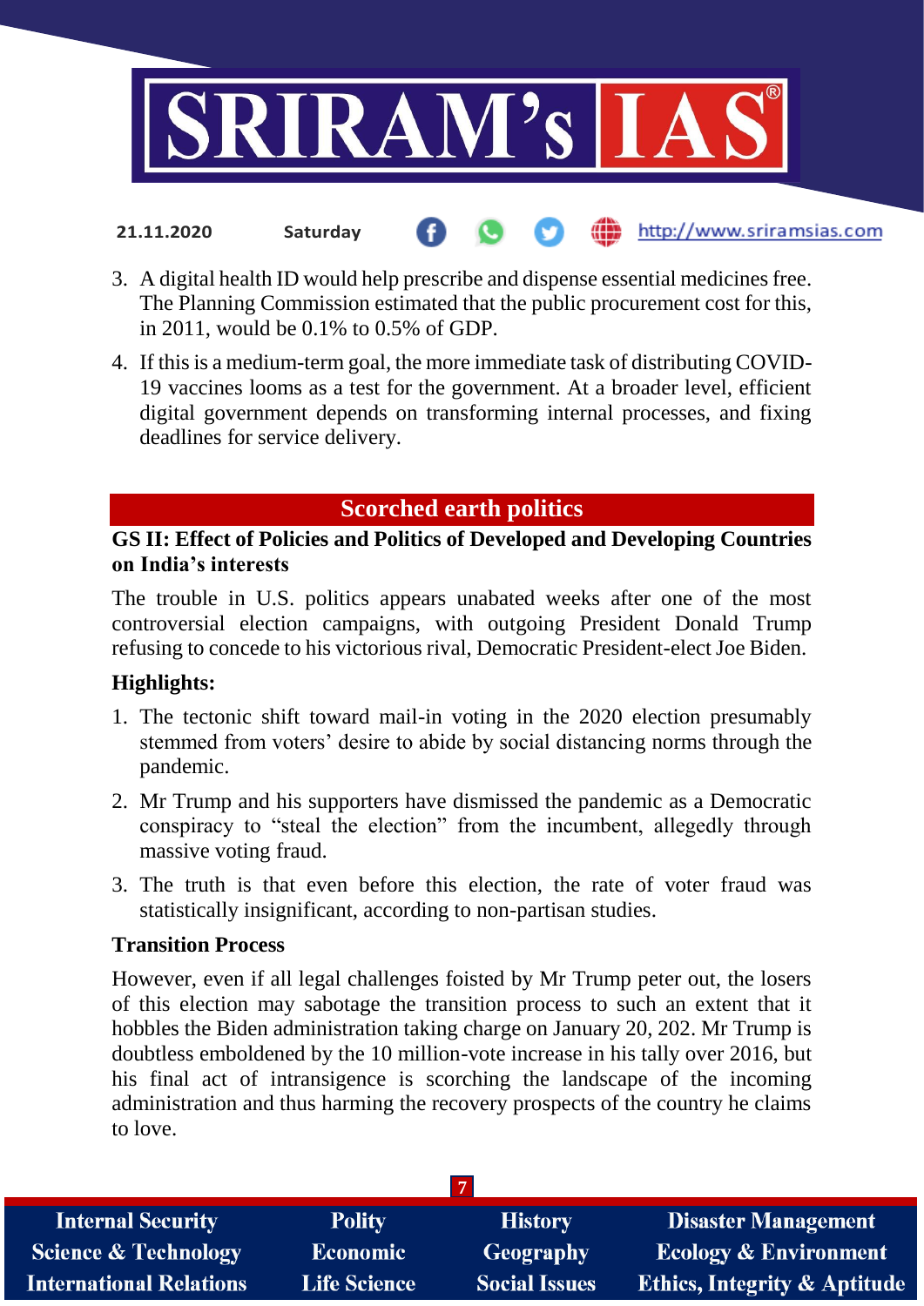3. A digital health ID would help prescribe and dispense essential medicines free. The Planning Commission estimated that the public procurement cost for this, in 2011, would be 0.1% to 0.5% of GDP.
4. If this is a medium-term goal, the more immediate task of distributing COVID-19 vaccines looms as a test for the government. At a broader level, efficient digital government depends on transforming internal processes, and fixing deadlines for service delivery.

## Scorched earth politics

**GS II: Effect of Policies and Politics of Developed and Developing Countries on India's interests**

The trouble in U.S. politics appears unabated weeks after one of the most controversial election campaigns, with outgoing President Donald Trump refusing to concede to his victorious rival, Democratic President-elect Joe Biden.

**Highlights:**

1. The tectonic shift toward mail-in voting in the 2020 election presumably stemmed from voters' desire to abide by social distancing norms through the pandemic.
2. Mr Trump and his supporters have dismissed the pandemic as a Democratic conspiracy to "steal the election" from the incumbent, allegedly through massive voting fraud.
3. The truth is that even before this election, the rate of voter fraud was statistically insignificant, according to non-partisan studies.

**Transition Process**

However, even if all legal challenges foisted by Mr Trump peter out, the losers of this election may sabotage the transition process to such an extent that it hobbles the Biden administration taking charge on January 20, 202. Mr Trump is doubtless emboldened by the 10 million-vote increase in his tally over 2016, but his final act of intransigence is scorching the landscape of the incoming administration and thus harming the recovery prospects of the country he claims to love.